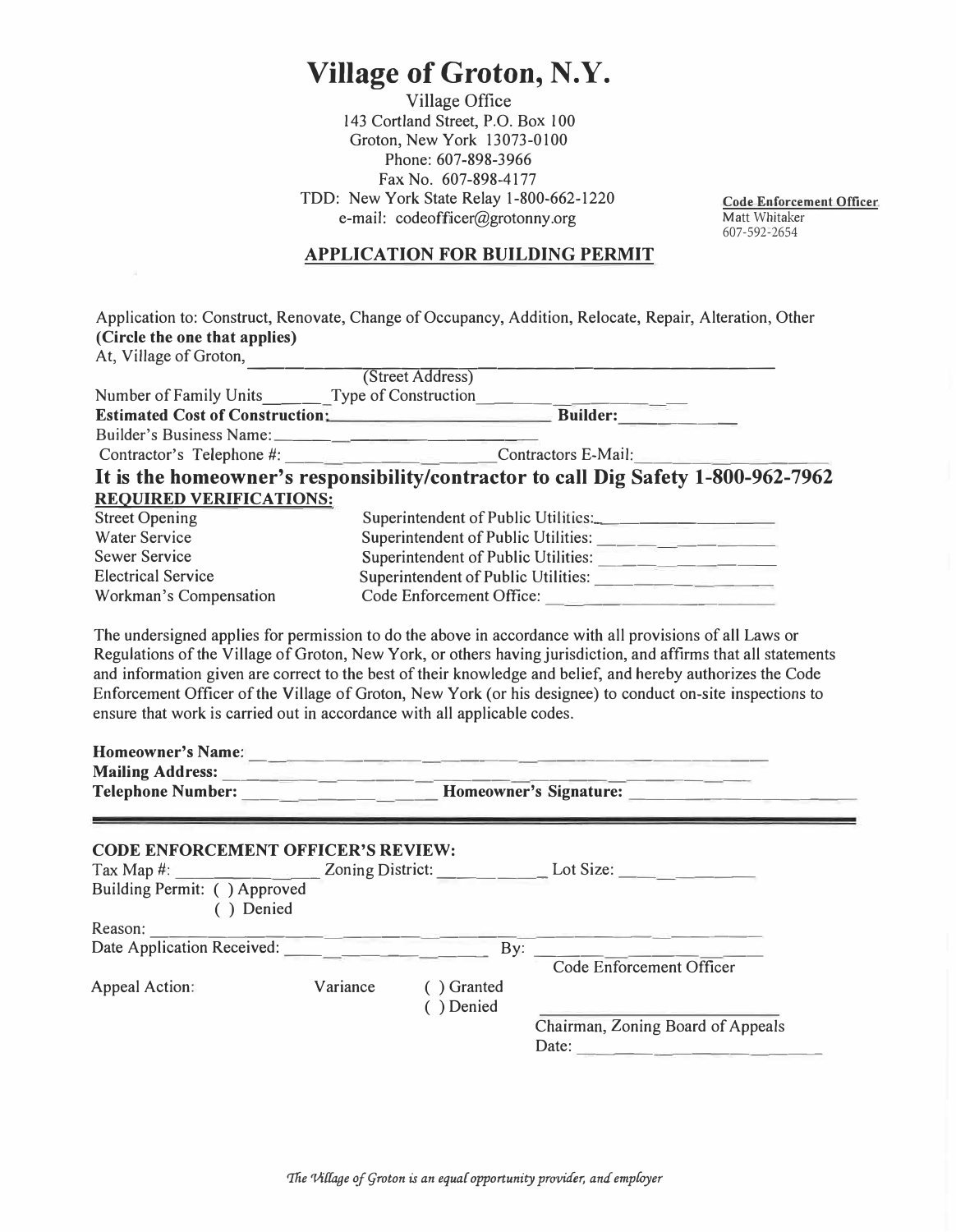# Village of Groton, N.Y.

Village Office
143 Cortland Street, P.O. Box 100
Groton, New York 13073-0100
Phone: 607-898-3966
Fax No. 607-898-4177
TDD: New York State Relay 1-800-662-1220
e-mail: codeofficer@grotonny.org

**Code Enforcement Officer**
Matt Whitaker
607-592-2654

## APPLICATION FOR BUILDING PERMIT

Application to: Construct, Renovate, Change of Occupancy, Addition, Relocate, Repair, Alteration, Other
**(Circle the one that applies)**

At, Village of Groton, ______________________________________________
(Street Address)

Number of Family Units______ Type of Construction______________

**Estimated Cost of Construction:**________________________ **Builder:**____________

Builder's Business Name:________________________

Contractor's Telephone #: ______________________ Contractors E-Mail:______________________

**It is the homeowner's responsibility/contractor to call Dig Safety 1-800-962-7962**

**REQUIRED VERIFICATIONS:**

| | |
|---|---|
| Street Opening | Superintendent of Public Utilities:________________ |
| Water Service | Superintendent of Public Utilities: ________________ |
| Sewer Service | Superintendent of Public Utilities: ________________ |
| Electrical Service | Superintendent of Public Utilities: ________________ |
| Workman's Compensation | Code Enforcement Office: ________________ |

The undersigned applies for permission to do the above in accordance with all provisions of all Laws or Regulations of the Village of Groton, New York, or others having jurisdiction, and affirms that all statements and information given are correct to the best of their knowledge and belief, and hereby authorizes the Code Enforcement Officer of the Village of Groton, New York (or his designee) to conduct on-site inspections to ensure that work is carried out in accordance with all applicable codes.

**Homeowner's Name:** ______________________________________________

**Mailing Address:** ______________________________________________

**Telephone Number:** ____________________ **Homeowner's Signature:** ____________________

---

**CODE ENFORCEMENT OFFICER'S REVIEW:**

Tax Map #: ______________ Zoning District: ____________ Lot Size: ______________

Building Permit: ( ) Approved
( ) Denied

Reason: ______________________________________________

Date Application Received: ____________________ By: ____________________
Code Enforcement Officer

Appeal Action: Variance ( ) Granted
( ) Denied

____________________________
Chairman, Zoning Board of Appeals
Date: ____________________

*The Village of Groton is an equal opportunity provider, and employer*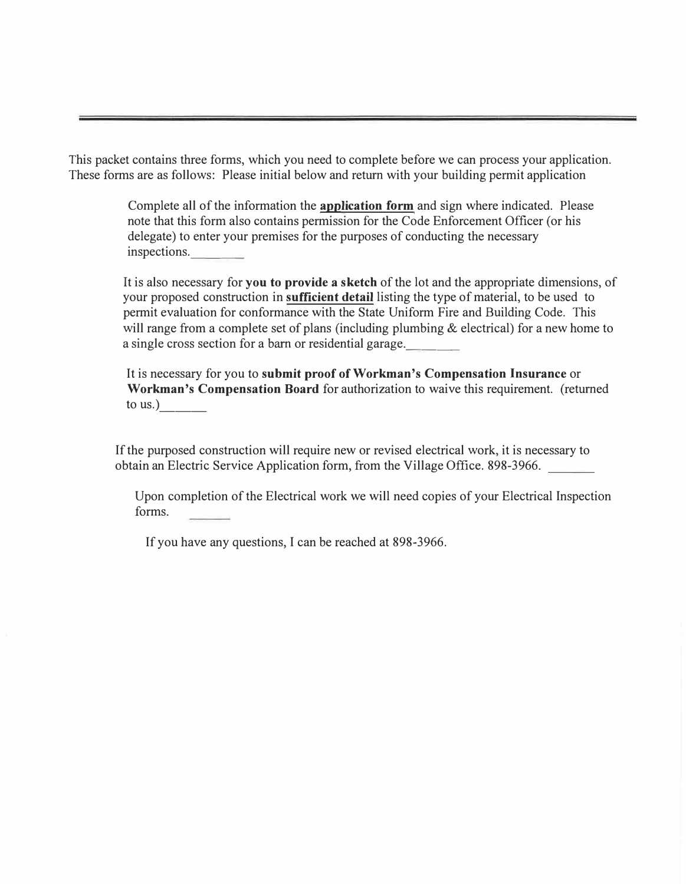---

This packet contains three forms, which you need to complete before we can process your application. These forms are as follows: Please initial below and return with your building permit application

Complete all of the information the **application form** and sign where indicated. Please note that this form also contains permission for the Code Enforcement Officer (or his delegate) to enter your premises for the purposes of conducting the necessary inspections.________

It is also necessary for **you to provide a sketch** of the lot and the appropriate dimensions, of your proposed construction in **sufficient detail** listing the type of material, to be used to permit evaluation for conformance with the State Uniform Fire and Building Code. This will range from a complete set of plans (including plumbing & electrical) for a new home to a single cross section for a barn or residential garage.________

It is necessary for you to **submit proof of Workman's Compensation Insurance** or **Workman's Compensation Board** for authorization to waive this requirement. (returned to us.)_______

If the purposed construction will require new or revised electrical work, it is necessary to obtain an Electric Service Application form, from the Village Office. 898-3966. _______

Upon completion of the Electrical work we will need copies of your Electrical Inspection forms. _______

If you have any questions, I can be reached at 898-3966.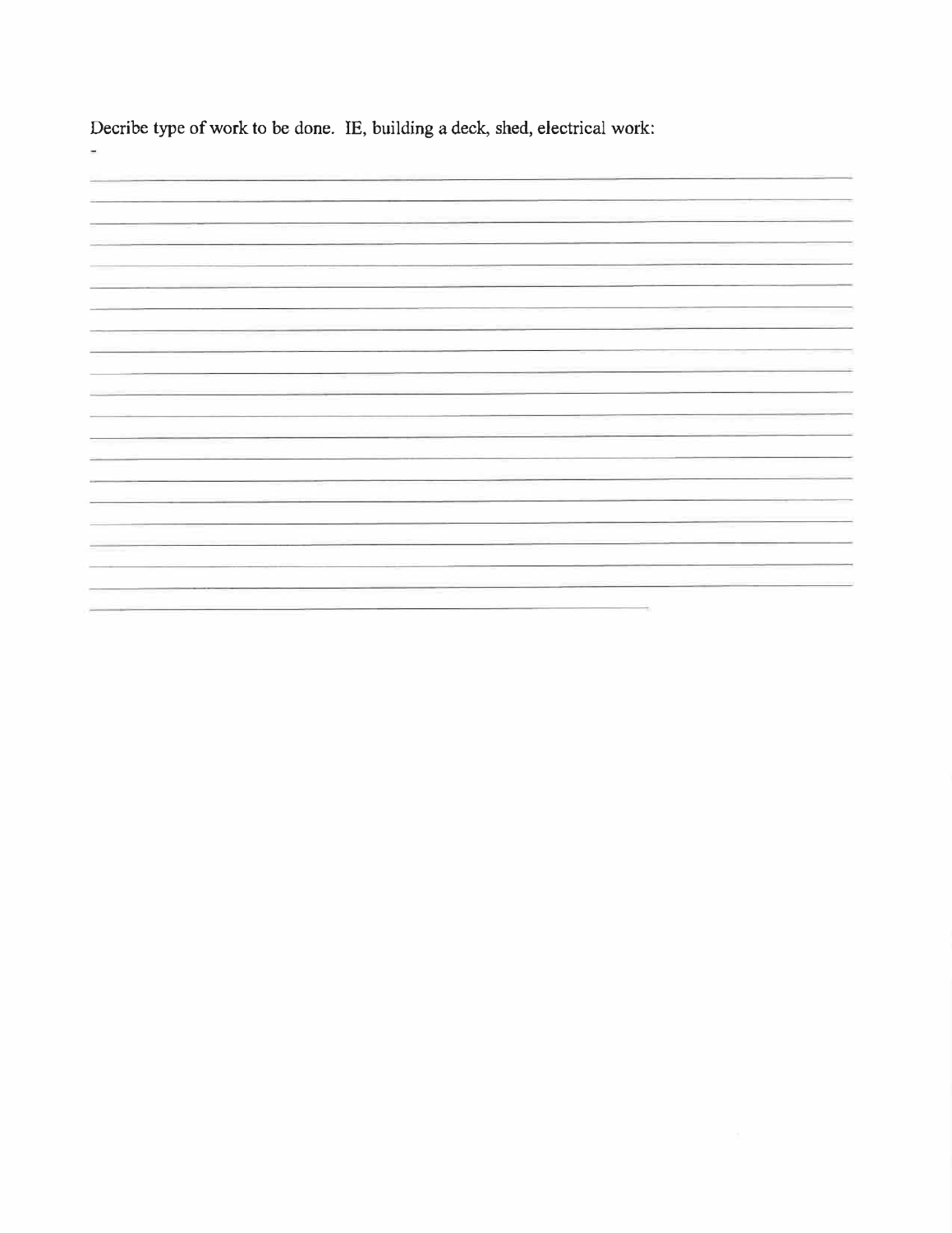Decribe type of work to be done.  IE, building a deck, shed, electrical work:

-

\_\_\_\_\_\_\_\_\_\_\_\_\_\_\_\_\_\_\_\_\_\_\_\_\_\_\_\_\_\_\_\_\_\_\_\_\_\_\_\_\_\_\_\_\_\_\_\_\_\_\_\_\_\_\_\_\_\_\_\_\_\_\_\_\_\_\_\_\_\_\_\_\_\_\_\_\_\_

\_\_\_\_\_\_\_\_\_\_\_\_\_\_\_\_\_\_\_\_\_\_\_\_\_\_\_\_\_\_\_\_\_\_\_\_\_\_\_\_\_\_\_\_\_\_\_\_\_\_\_\_\_\_\_\_\_\_\_\_\_\_\_\_\_\_\_\_\_\_\_\_\_\_\_\_\_\_

\_\_\_\_\_\_\_\_\_\_\_\_\_\_\_\_\_\_\_\_\_\_\_\_\_\_\_\_\_\_\_\_\_\_\_\_\_\_\_\_\_\_\_\_\_\_\_\_\_\_\_\_\_\_\_\_\_\_\_\_\_\_\_\_\_\_\_\_\_\_\_\_\_\_\_\_\_\_

\_\_\_\_\_\_\_\_\_\_\_\_\_\_\_\_\_\_\_\_\_\_\_\_\_\_\_\_\_\_\_\_\_\_\_\_\_\_\_\_\_\_\_\_\_\_\_\_\_\_\_\_\_\_\_\_\_\_\_\_\_\_\_\_\_\_\_\_\_\_\_\_\_\_\_\_\_\_

\_\_\_\_\_\_\_\_\_\_\_\_\_\_\_\_\_\_\_\_\_\_\_\_\_\_\_\_\_\_\_\_\_\_\_\_\_\_\_\_\_\_\_\_\_\_\_\_\_\_\_\_\_\_\_\_\_\_\_\_\_\_\_\_\_\_\_\_\_\_\_\_\_\_\_\_\_\_

\_\_\_\_\_\_\_\_\_\_\_\_\_\_\_\_\_\_\_\_\_\_\_\_\_\_\_\_\_\_\_\_\_\_\_\_\_\_\_\_\_\_\_\_\_\_\_\_\_\_\_\_\_\_\_\_\_\_\_\_\_\_\_\_\_\_\_\_\_\_\_\_\_\_\_\_\_\_

\_\_\_\_\_\_\_\_\_\_\_\_\_\_\_\_\_\_\_\_\_\_\_\_\_\_\_\_\_\_\_\_\_\_\_\_\_\_\_\_\_\_\_\_\_\_\_\_\_\_\_\_\_\_\_\_\_\_\_\_\_\_\_\_\_\_\_\_\_\_\_\_\_\_\_\_\_\_

\_\_\_\_\_\_\_\_\_\_\_\_\_\_\_\_\_\_\_\_\_\_\_\_\_\_\_\_\_\_\_\_\_\_\_\_\_\_\_\_\_\_\_\_\_\_\_\_\_\_\_\_\_\_\_\_\_\_\_\_\_\_\_\_\_\_\_\_\_\_\_\_\_\_\_\_\_\_

\_\_\_\_\_\_\_\_\_\_\_\_\_\_\_\_\_\_\_\_\_\_\_\_\_\_\_\_\_\_\_\_\_\_\_\_\_\_\_\_\_\_\_\_\_\_\_\_\_\_\_\_\_\_\_\_\_\_\_\_\_\_\_\_\_\_\_\_\_\_\_\_\_\_\_\_\_\_

\_\_\_\_\_\_\_\_\_\_\_\_\_\_\_\_\_\_\_\_\_\_\_\_\_\_\_\_\_\_\_\_\_\_\_\_\_\_\_\_\_\_\_\_\_\_\_\_\_\_\_\_\_\_\_\_\_\_\_\_\_\_\_\_\_\_\_\_\_\_\_\_\_\_\_\_\_\_

\_\_\_\_\_\_\_\_\_\_\_\_\_\_\_\_\_\_\_\_\_\_\_\_\_\_\_\_\_\_\_\_\_\_\_\_\_\_\_\_\_\_\_\_\_\_\_\_\_\_\_\_\_\_\_\_\_\_\_\_\_\_\_\_\_\_\_\_\_\_\_\_\_\_\_\_\_\_

\_\_\_\_\_\_\_\_\_\_\_\_\_\_\_\_\_\_\_\_\_\_\_\_\_\_\_\_\_\_\_\_\_\_\_\_\_\_\_\_\_\_\_\_\_\_\_\_\_\_\_\_\_\_\_\_\_\_\_\_\_\_\_\_\_\_\_\_\_\_\_\_\_\_\_\_\_\_

\_\_\_\_\_\_\_\_\_\_\_\_\_\_\_\_\_\_\_\_\_\_\_\_\_\_\_\_\_\_\_\_\_\_\_\_\_\_\_\_\_\_\_\_\_\_\_\_\_\_\_\_\_\_\_\_\_\_\_\_\_\_\_\_\_\_\_\_\_\_\_\_\_\_\_\_\_\_

\_\_\_\_\_\_\_\_\_\_\_\_\_\_\_\_\_\_\_\_\_\_\_\_\_\_\_\_\_\_\_\_\_\_\_\_\_\_\_\_\_\_\_\_\_\_\_\_\_\_\_\_\_\_\_\_\_\_\_\_\_\_\_\_\_\_\_\_\_\_\_\_\_\_\_\_\_\_

\_\_\_\_\_\_\_\_\_\_\_\_\_\_\_\_\_\_\_\_\_\_\_\_\_\_\_\_\_\_\_\_\_\_\_\_\_\_\_\_\_\_\_\_\_\_\_\_\_\_\_\_\_\_\_\_\_\_\_\_\_\_\_\_\_\_\_\_\_\_\_\_\_\_\_\_\_\_

\_\_\_\_\_\_\_\_\_\_\_\_\_\_\_\_\_\_\_\_\_\_\_\_\_\_\_\_\_\_\_\_\_\_\_\_\_\_\_\_\_\_\_\_\_\_\_\_\_\_\_\_\_\_\_\_\_\_\_\_\_\_\_\_\_\_\_\_\_\_\_\_\_\_\_\_\_\_

\_\_\_\_\_\_\_\_\_\_\_\_\_\_\_\_\_\_\_\_\_\_\_\_\_\_\_\_\_\_\_\_\_\_\_\_\_\_\_\_\_\_\_\_\_\_\_\_\_\_\_\_\_\_\_\_\_\_\_\_\_\_\_\_\_\_\_\_\_\_\_\_\_\_\_\_\_\_

\_\_\_\_\_\_\_\_\_\_\_\_\_\_\_\_\_\_\_\_\_\_\_\_\_\_\_\_\_\_\_\_\_\_\_\_\_\_\_\_\_\_\_\_\_\_\_\_\_\_\_\_\_\_\_\_\_\_\_\_\_\_\_\_\_\_\_\_\_\_\_\_\_\_\_\_\_\_

\_\_\_\_\_\_\_\_\_\_\_\_\_\_\_\_\_\_\_\_\_\_\_\_\_\_\_\_\_\_\_\_\_\_\_\_\_\_\_\_\_\_\_\_\_\_\_\_\_\_\_\_\_\_\_\_\_\_\_\_\_\_\_\_\_\_\_\_\_\_\_\_\_\_\_\_\_\_

\_\_\_\_\_\_\_\_\_\_\_\_\_\_\_\_\_\_\_\_\_\_\_\_\_\_\_\_\_\_\_\_\_\_\_\_\_\_\_\_\_\_\_\_\_\_\_\_\_\_\_\_\_\_\_\_\_\_\_\_\_\_\_\_\_\_\_\_\_\_\_\_\_\_\_\_\_\_

\_\_\_\_\_\_\_\_\_\_\_\_\_\_\_\_\_\_\_\_\_\_\_\_\_\_\_\_\_\_\_\_\_\_\_\_\_\_\_\_\_\_\_\_\_\_\_\_\_\_\_\_\_\_\_\_\_\_\_\_\_\_\_\_\_\_\_\_\_\_\_\_\_\_\_\_\_\_

\_\_\_\_\_\_\_\_\_\_\_\_\_\_\_\_\_\_\_\_\_\_\_\_\_\_\_\_\_\_\_\_\_\_\_\_\_\_\_\_\_\_\_\_\_\_\_\_\_\_\_\_\_\_\_\_\_\_\_\_\_\_\_\_\_\_\_\_\_\_\_\_\_\_\_\_\_\_

\_\_\_\_\_\_\_\_\_\_\_\_\_\_\_\_\_\_\_\_\_\_\_\_\_\_\_\_\_\_\_\_\_\_\_\_\_\_\_\_\_\_\_\_\_\_\_\_\_\_\_\_\_\_\_\_\_\_\_\_\_\_\_\_\_\_\_\_\_\_\_\_\_\_\_\_\_\_

\_\_\_\_\_\_\_\_\_\_\_\_\_\_\_\_\_\_\_\_\_\_\_\_\_\_\_\_\_\_\_\_\_\_\_\_\_\_\_\_\_\_\_\_\_\_\_\_\_\_\_\_\_\_\_\_\_\_\_\_\_\_\_\_\_\_\_\_\_\_\_\_\_\_\_\_\_\_

\_\_\_\_\_\_\_\_\_\_\_\_\_\_\_\_\_\_\_\_\_\_\_\_\_\_\_\_\_\_\_\_\_\_\_\_\_\_\_\_\_\_\_\_\_\_\_\_\_\_\_\_\_\_\_\_\_\_\_\_\_\_\_\_\_\_\_\_\_\_\_\_\_\_\_\_\_\_

\_\_\_\_\_\_\_\_\_\_\_\_\_\_\_\_\_\_\_\_\_\_\_\_\_\_\_\_\_\_\_\_\_\_\_\_\_\_\_\_\_\_\_\_\_\_\_\_\_\_\_\_\_\_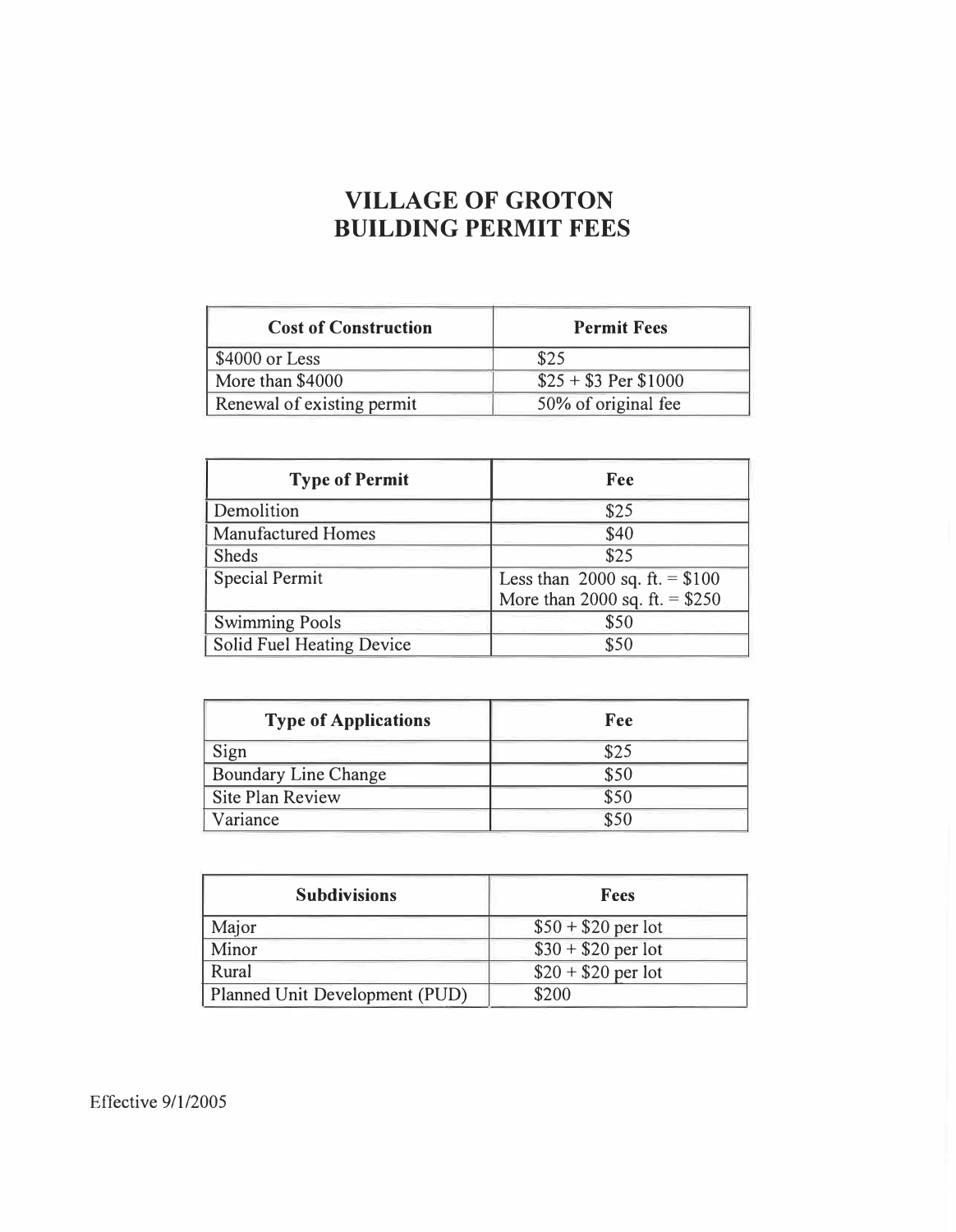# VILLAGE OF GROTON
# BUILDING PERMIT FEES

| Cost of Construction | Permit Fees |
|---|---|
| $4000 or Less | $25 |
| More than $4000 | $25 + $3 Per $1000 |
| Renewal of existing permit | 50% of original fee |

| Type of Permit | Fee |
|---|---|
| Demolition | $25 |
| Manufactured Homes | $40 |
| Sheds | $25 |
| Special Permit | Less than 2000 sq. ft. = $100<br>More than 2000 sq. ft. = $250 |
| Swimming Pools | $50 |
| Solid Fuel Heating Device | $50 |

| Type of Applications | Fee |
|---|---|
| Sign | $25 |
| Boundary Line Change | $50 |
| Site Plan Review | $50 |
| Variance | $50 |

| Subdivisions | Fees |
|---|---|
| Major | $50 + $20 per lot |
| Minor | $30 + $20 per lot |
| Rural | $20 + $20 per lot |
| Planned Unit Development (PUD) | $200 |

Effective 9/1/2005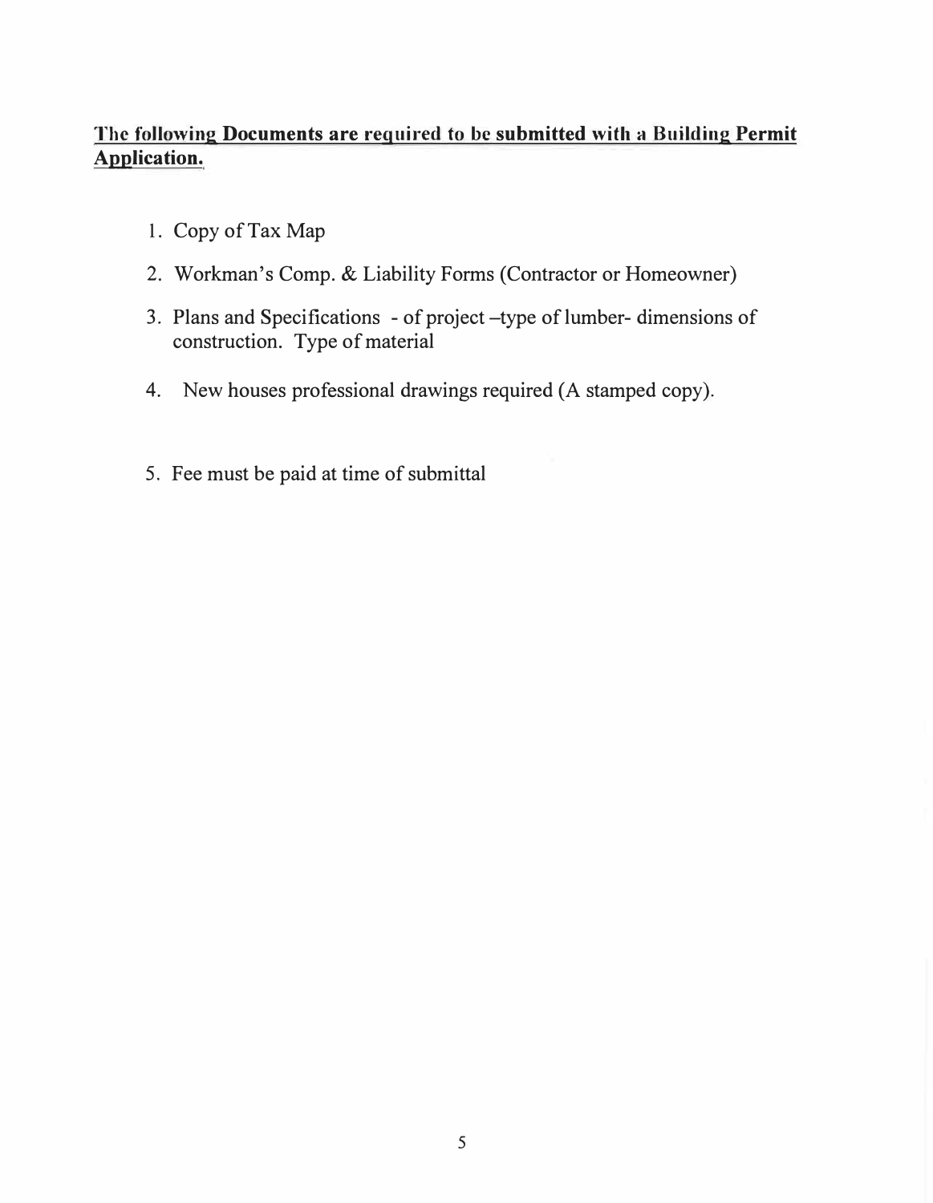**The following Documents are required to be submitted with a Building Permit Application.**

1. Copy of Tax Map
2. Workman's Comp. & Liability Forms (Contractor or Homeowner)
3. Plans and Specifications - of project –type of lumber- dimensions of construction. Type of material
4. New houses professional drawings required (A stamped copy).
5. Fee must be paid at time of submittal